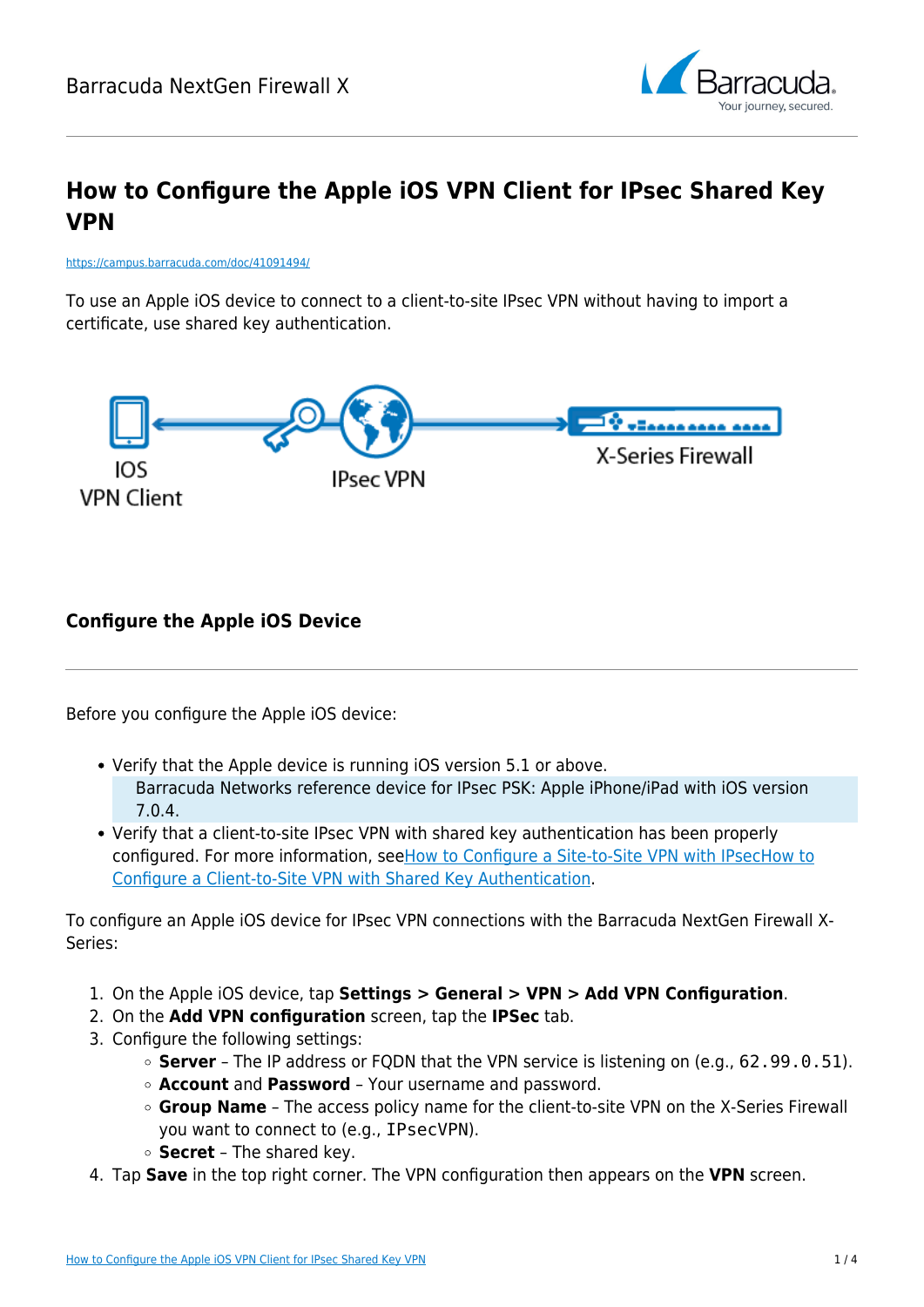# How to Configure the Apple iOS VPN Client for IPsec Shared Key VPN

https://campus.barracuda.com/doc/41091494/

To use an Apple iOS device to connect to a client-to-site IPsec VPN without having to import a certificate, use shared key authentication.

## Configure the Apple iOS Device

Before you configure the Apple iOS device:

- Verify that the Apple device is running iOS version 5.1 or above.

  Barracuda Networks reference device for IPsec PSK: Apple iPhone/iPad with iOS version 7.0.4.
- Verify that a client-to-site IPsec VPN with shared key authentication has been properly configured. For more information, seeHow to Configure a Site-to-Site VPN with IPsecHow to Configure a Client-to-Site VPN with Shared Key Authentication.

To configure an Apple iOS device for IPsec VPN connections with the Barracuda NextGen Firewall X-Series:

1. On the Apple iOS device, tap **Settings > General > VPN > Add VPN Configuration**.
2. On the **Add VPN configuration** screen, tap the **IPSec** tab.
3. Configure the following settings:
   - **Server** – The IP address or FQDN that the VPN service is listening on (e.g., `62.99.0.51`).
   - **Account** and **Password** – Your username and password.
   - **Group Name** – The access policy name for the client-to-site VPN on the X-Series Firewall you want to connect to (e.g., `IPsecVPN`).
   - **Secret** – The shared key.
4. Tap **Save** in the top right corner. The VPN configuration then appears on the **VPN** screen.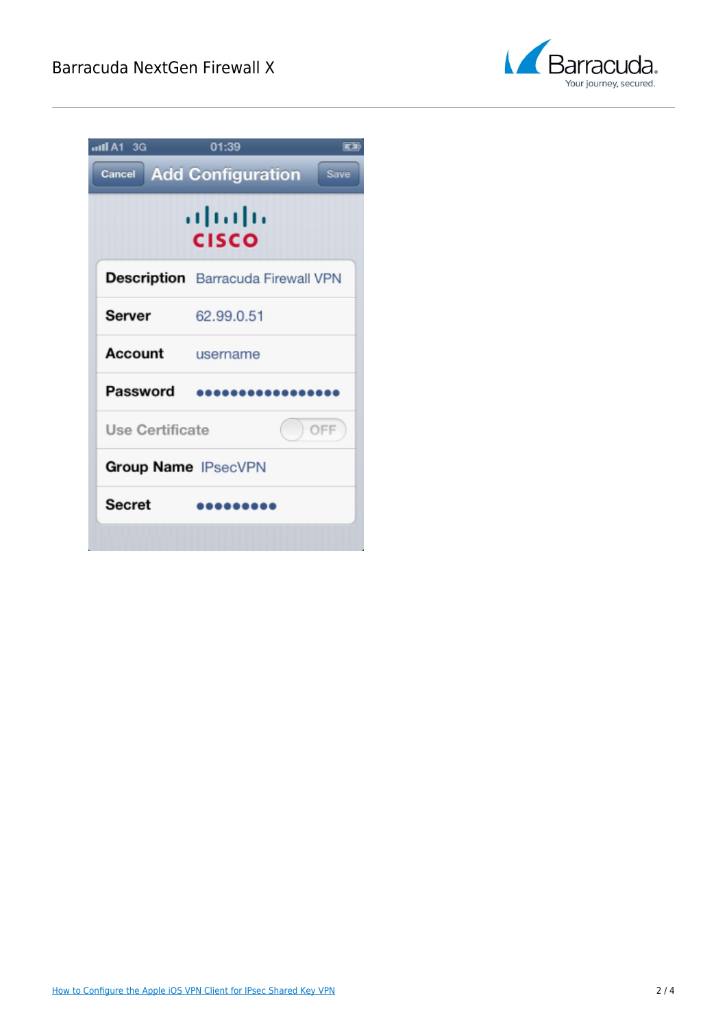**Add Configuration**

| Field | Value |
| --- | --- |
| Description | Barracuda Firewall VPN |
| Server | 62.99.0.51 |
| Account | username |
| Password | ●●●●●●●●●●●●●●●● |
| Use Certificate | OFF |
| Group Name | IPsecVPN |
| Secret | ●●●●●●●●● |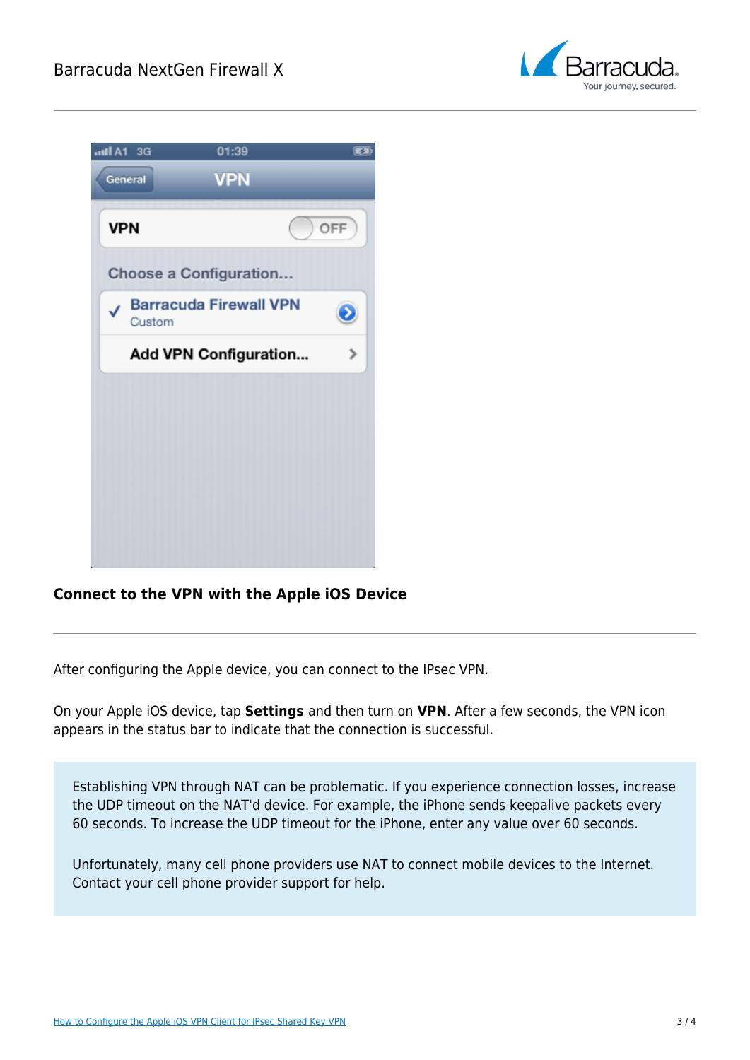## Connect to the VPN with the Apple iOS Device

After configuring the Apple device, you can connect to the IPsec VPN.

On your Apple iOS device, tap **Settings** and then turn on **VPN**. After a few seconds, the VPN icon appears in the status bar to indicate that the connection is successful.

Establishing VPN through NAT can be problematic. If you experience connection losses, increase the UDP timeout on the NAT'd device. For example, the iPhone sends keepalive packets every 60 seconds. To increase the UDP timeout for the iPhone, enter any value over 60 seconds.

Unfortunately, many cell phone providers use NAT to connect mobile devices to the Internet. Contact your cell phone provider support for help.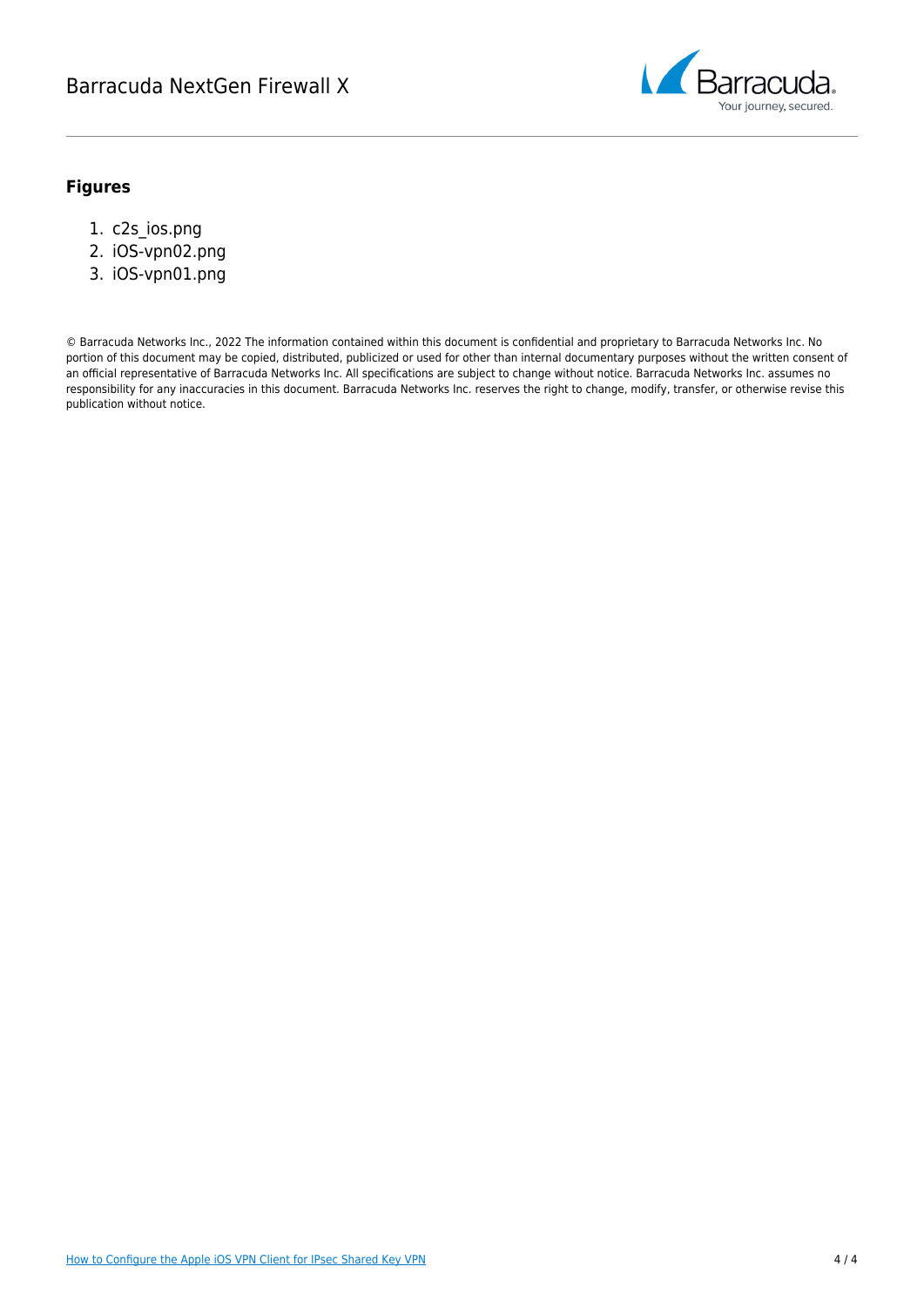## Figures

1. c2s_ios.png
2. iOS-vpn02.png
3. iOS-vpn01.png

© Barracuda Networks Inc., 2022 The information contained within this document is confidential and proprietary to Barracuda Networks Inc. No portion of this document may be copied, distributed, publicized or used for other than internal documentary purposes without the written consent of an official representative of Barracuda Networks Inc. All specifications are subject to change without notice. Barracuda Networks Inc. assumes no responsibility for any inaccuracies in this document. Barracuda Networks Inc. reserves the right to change, modify, transfer, or otherwise revise this publication without notice.